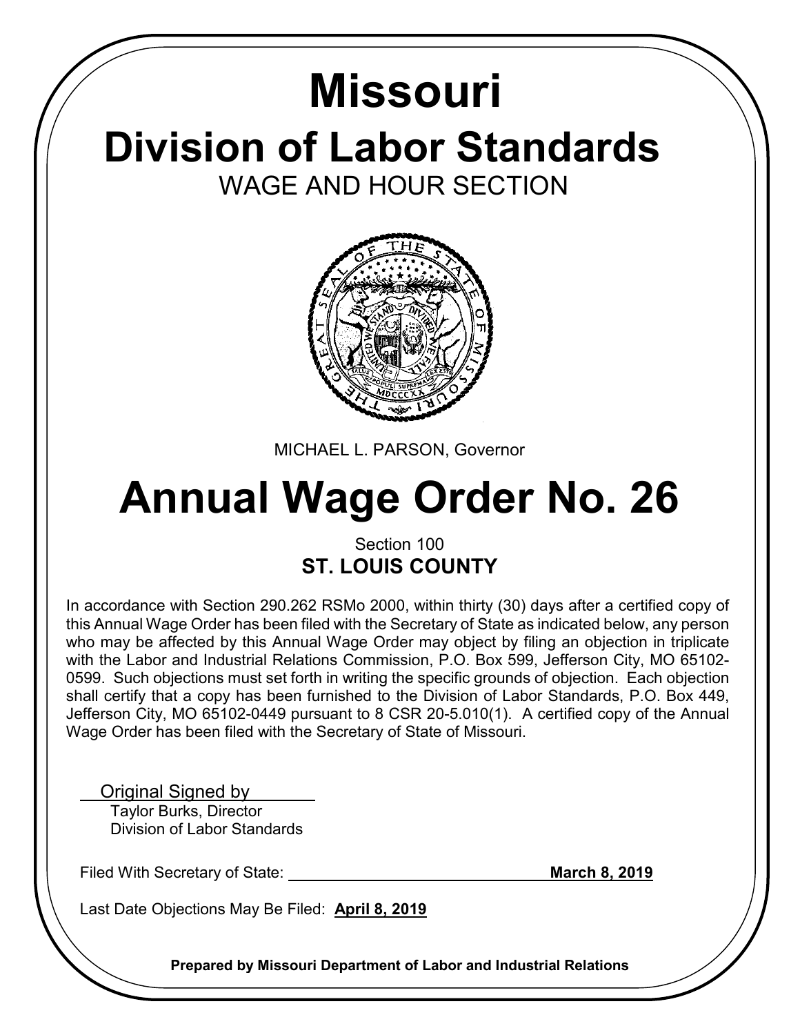# Missouri

# Division of Labor Standards

## WAGE AND HOUR SECTION

MICHAEL L. PARSON, Governor

# Annual Wage Order No. 26

Section 100

**ST. LOUIS COUNTY**

In accordance with Section 290.262 RSMo 2000, within thirty (30) days after a certified copy of this Annual Wage Order has been filed with the Secretary of State as indicated below, any person who may be affected by this Annual Wage Order may object by filing an objection in triplicate with the Labor and Industrial Relations Commission, P.O. Box 599, Jefferson City, MO 65102-0599. Such objections must set forth in writing the specific grounds of objection. Each objection shall certify that a copy has been furnished to the Division of Labor Standards, P.O. Box 449, Jefferson City, MO 65102-0449 pursuant to 8 CSR 20-5.010(1). A certified copy of the Annual Wage Order has been filed with the Secretary of State of Missouri.

Original Signed by
Taylor Burks, Director
Division of Labor Standards

Filed With Secretary of State: **March 8, 2019**

Last Date Objections May Be Filed: **April 8, 2019**

**Prepared by Missouri Department of Labor and Industrial Relations**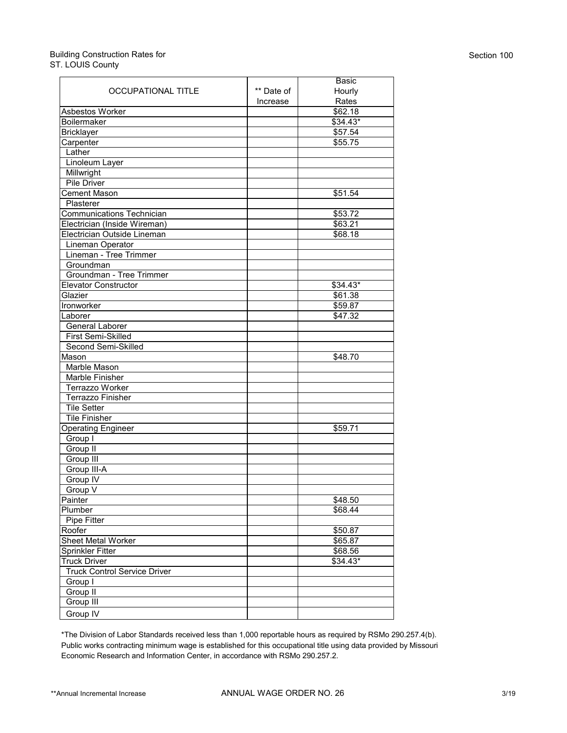Building Construction Rates for
ST. LOUIS County

Section 100

| OCCUPATIONAL TITLE | ** Date of Increase | Basic Hourly Rates |
|---|---|---|
| Asbestos Worker | | $62.18 |
| Boilermaker | | $34.43* |
| Bricklayer | | $57.54 |
| Carpenter | | $55.75 |
| Lather | | |
| Linoleum Layer | | |
| Millwright | | |
| Pile Driver | | |
| Cement Mason | | $51.54 |
| Plasterer | | |
| Communications Technician | | $53.72 |
| Electrician (Inside Wireman) | | $63.21 |
| Electrician Outside Lineman | | $68.18 |
| Lineman Operator | | |
| Lineman - Tree Trimmer | | |
| Groundman | | |
| Groundman - Tree Trimmer | | |
| Elevator Constructor | | $34.43* |
| Glazier | | $61.38 |
| Ironworker | | $59.87 |
| Laborer | | $47.32 |
| General Laborer | | |
| First Semi-Skilled | | |
| Second Semi-Skilled | | |
| Mason | | $48.70 |
| Marble Mason | | |
| Marble Finisher | | |
| Terrazzo Worker | | |
| Terrazzo Finisher | | |
| Tile Setter | | |
| Tile Finisher | | |
| Operating Engineer | | $59.71 |
| Group I | | |
| Group II | | |
| Group III | | |
| Group III-A | | |
| Group IV | | |
| Group V | | |
| Painter | | $48.50 |
| Plumber | | $68.44 |
| Pipe Fitter | | |
| Roofer | | $50.87 |
| Sheet Metal Worker | | $65.87 |
| Sprinkler Fitter | | $68.56 |
| Truck Driver | | $34.43* |
| Truck Control Service Driver | | |
| Group I | | |
| Group II | | |
| Group III | | |
| Group IV | | |

*The Division of Labor Standards received less than 1,000 reportable hours as required by RSMo 290.257.4(b). Public works contracting minimum wage is established for this occupational title using data provided by Missouri Economic Research and Information Center, in accordance with RSMo 290.257.2.

**Annual Incremental Increase

ANNUAL WAGE ORDER NO. 26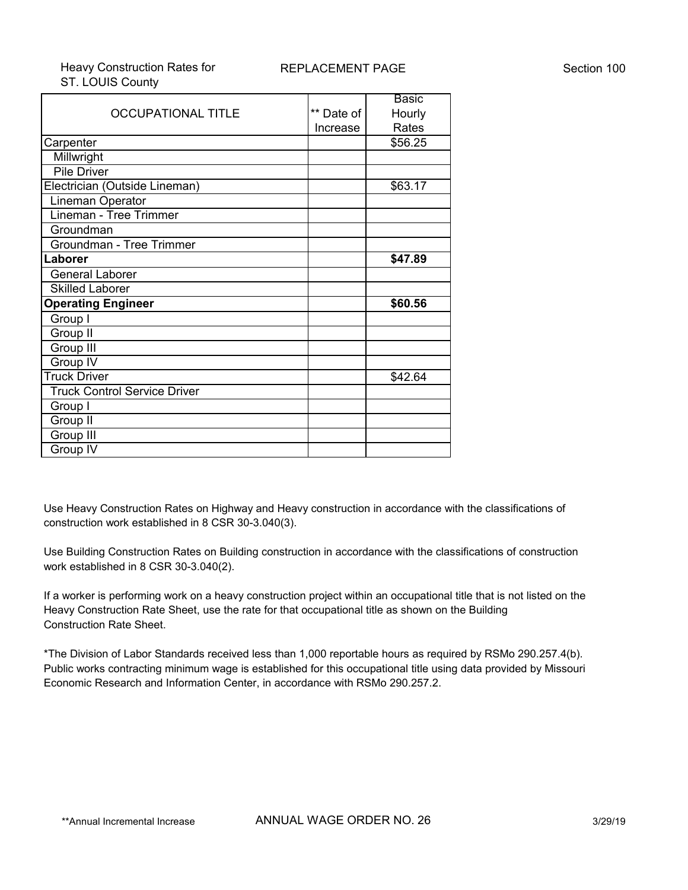Heavy Construction Rates for ST. LOUIS County

REPLACEMENT PAGE

Section 100

| OCCUPATIONAL TITLE | ** Date of Increase | Basic Hourly Rates |
|---|---|---|
| Carpenter | | $56.25 |
| Millwright | | |
| Pile Driver | | |
| Electrician (Outside Lineman) | | $63.17 |
| Lineman Operator | | |
| Lineman - Tree Trimmer | | |
| Groundman | | |
| Groundman - Tree Trimmer | | |
| **Laborer** | | **$47.89** |
| General Laborer | | |
| Skilled Laborer | | |
| **Operating Engineer** | | **$60.56** |
| Group I | | |
| Group II | | |
| Group III | | |
| Group IV | | |
| Truck Driver | | $42.64 |
| Truck Control Service Driver | | |
| Group I | | |
| Group II | | |
| Group III | | |
| Group IV | | |

Use Heavy Construction Rates on Highway and Heavy construction in accordance with the classifications of construction work established in 8 CSR 30-3.040(3).

Use Building Construction Rates on Building construction in accordance with the classifications of construction work established in 8 CSR 30-3.040(2).

If a worker is performing work on a heavy construction project within an occupational title that is not listed on the Heavy Construction Rate Sheet, use the rate for that occupational title as shown on the Building Construction Rate Sheet.

*The Division of Labor Standards received less than 1,000 reportable hours as required by RSMo 290.257.4(b). Public works contracting minimum wage is established for this occupational title using data provided by Missouri Economic Research and Information Center, in accordance with RSMo 290.257.2.

**Annual Incremental Increase

ANNUAL WAGE ORDER NO. 26

3/29/19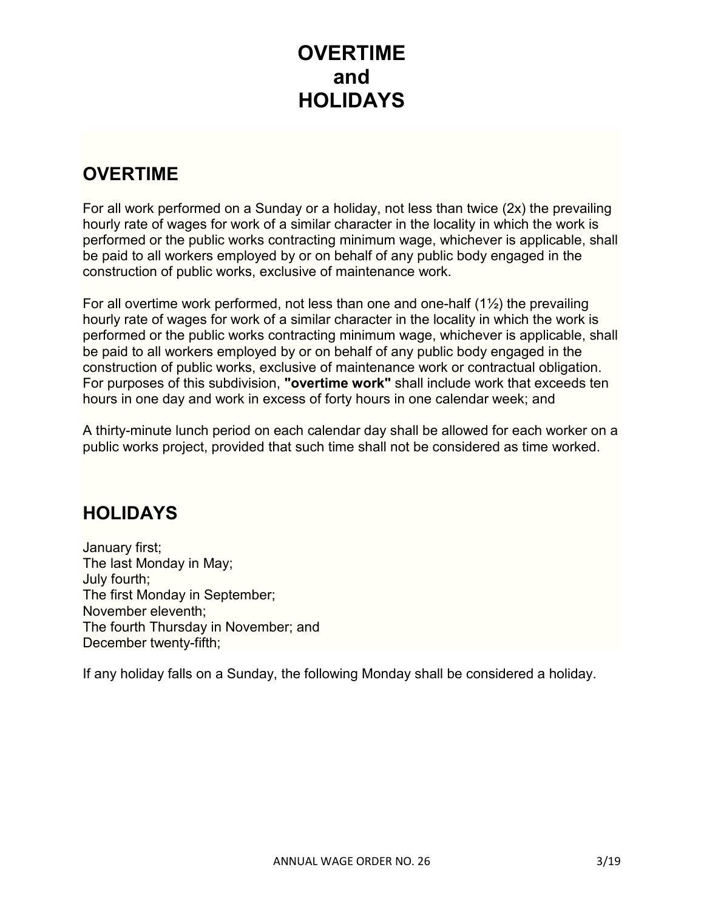# OVERTIME and HOLIDAYS

## OVERTIME

For all work performed on a Sunday or a holiday, not less than twice (2x) the prevailing hourly rate of wages for work of a similar character in the locality in which the work is performed or the public works contracting minimum wage, whichever is applicable, shall be paid to all workers employed by or on behalf of any public body engaged in the construction of public works, exclusive of maintenance work.

For all overtime work performed, not less than one and one-half (1½) the prevailing hourly rate of wages for work of a similar character in the locality in which the work is performed or the public works contracting minimum wage, whichever is applicable, shall be paid to all workers employed by or on behalf of any public body engaged in the construction of public works, exclusive of maintenance work or contractual obligation. For purposes of this subdivision, **"overtime work"** shall include work that exceeds ten hours in one day and work in excess of forty hours in one calendar week; and

A thirty-minute lunch period on each calendar day shall be allowed for each worker on a public works project, provided that such time shall not be considered as time worked.

## HOLIDAYS

January first;
The last Monday in May;
July fourth;
The first Monday in September;
November eleventh;
The fourth Thursday in November; and
December twenty-fifth;

If any holiday falls on a Sunday, the following Monday shall be considered a holiday.